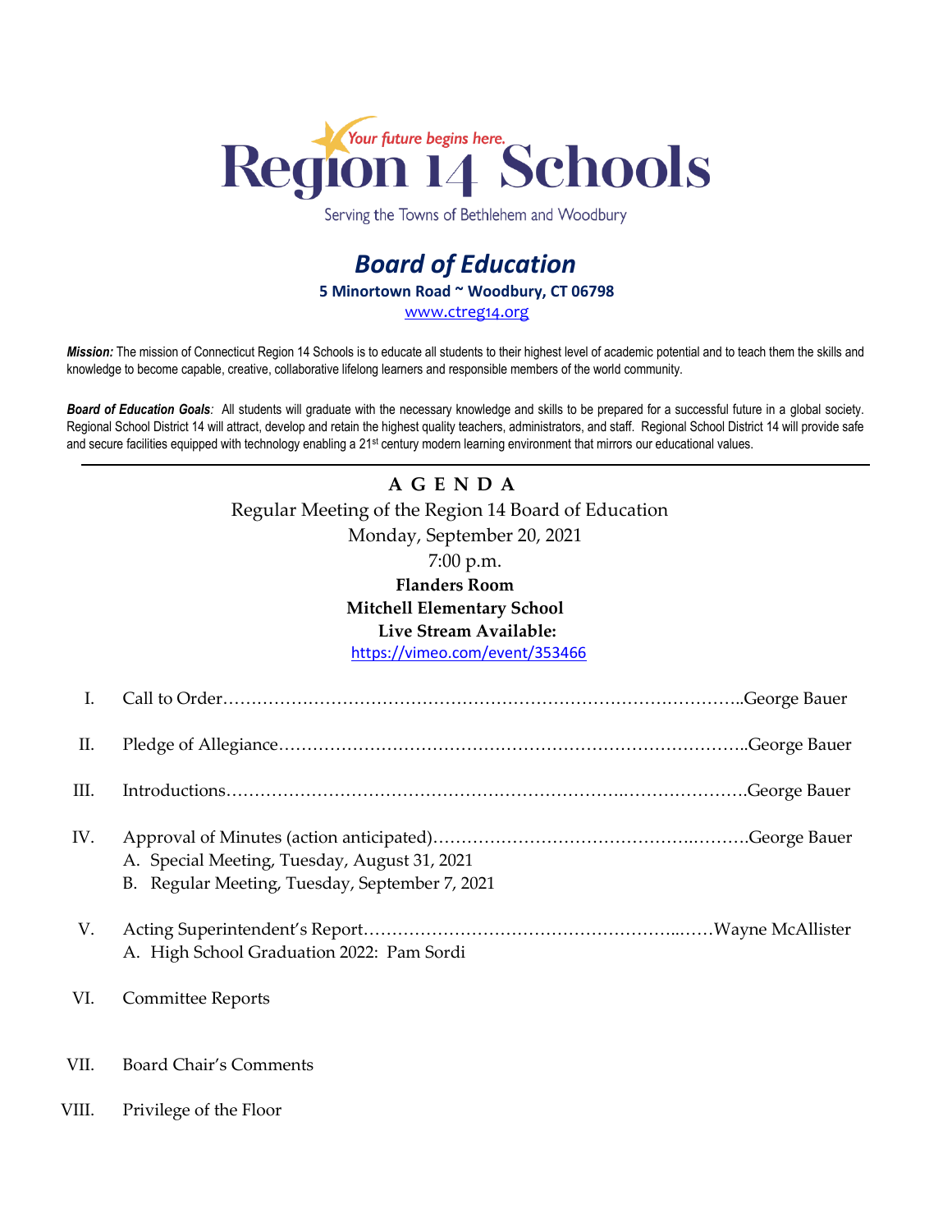# Region 14 Schools

*Your future begins here.*

Serving the Towns of Bethlehem and Woodbury

## *Board of Education*

**5 Minortown Road ~ Woodbury, CT 06798**

www.ctreg14.org

***Mission:*** The mission of Connecticut Region 14 Schools is to educate all students to their highest level of academic potential and to teach them the skills and knowledge to become capable, creative, collaborative lifelong learners and responsible members of the world community.

***Board of Education Goals:*** All students will graduate with the necessary knowledge and skills to be prepared for a successful future in a global society. Regional School District 14 will attract, develop and retain the highest quality teachers, administrators, and staff. Regional School District 14 will provide safe and secure facilities equipped with technology enabling a 21st century modern learning environment that mirrors our educational values.

---

**A G E N D A**

Regular Meeting of the Region 14 Board of Education

Monday, September 20, 2021

7:00 p.m.

**Flanders Room**

**Mitchell Elementary School**

**Live Stream Available:**

https://vimeo.com/event/353466

I. Call to Order……………………………………………………………………………..George Bauer

II. Pledge of Allegiance………………………………………………………………………..George Bauer

III. Introductions…………………………………………………………….…………………George Bauer

IV. Approval of Minutes (action anticipated)……………………………………….……….George Bauer
   - A. Special Meeting, Tuesday, August 31, 2021
   - B. Regular Meeting, Tuesday, September 7, 2021

V. Acting Superintendent's Report……………………………………………...……Wayne McAllister
   - A. High School Graduation 2022: Pam Sordi

VI. Committee Reports

VII. Board Chair's Comments

VIII. Privilege of the Floor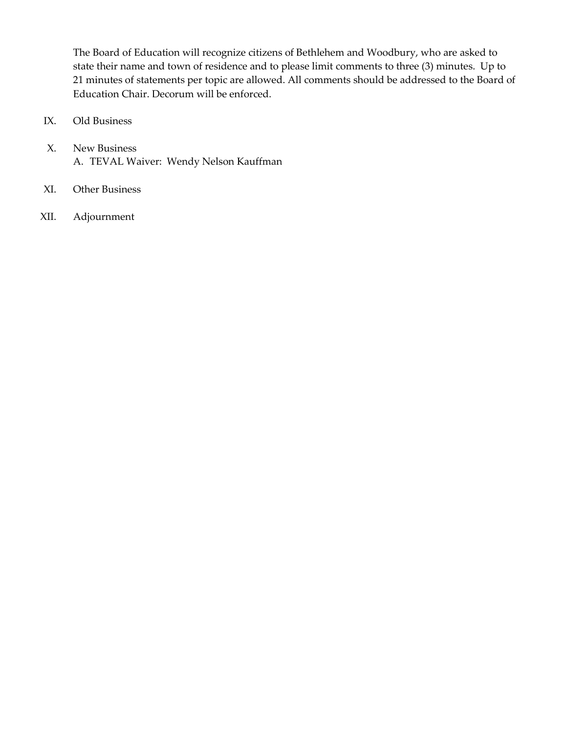The Board of Education will recognize citizens of Bethlehem and Woodbury, who are asked to state their name and town of residence and to please limit comments to three (3) minutes. Up to 21 minutes of statements per topic are allowed. All comments should be addressed to the Board of Education Chair. Decorum will be enforced.

IX. Old Business

X. New Business
   A. TEVAL Waiver: Wendy Nelson Kauffman

XI. Other Business

XII. Adjournment